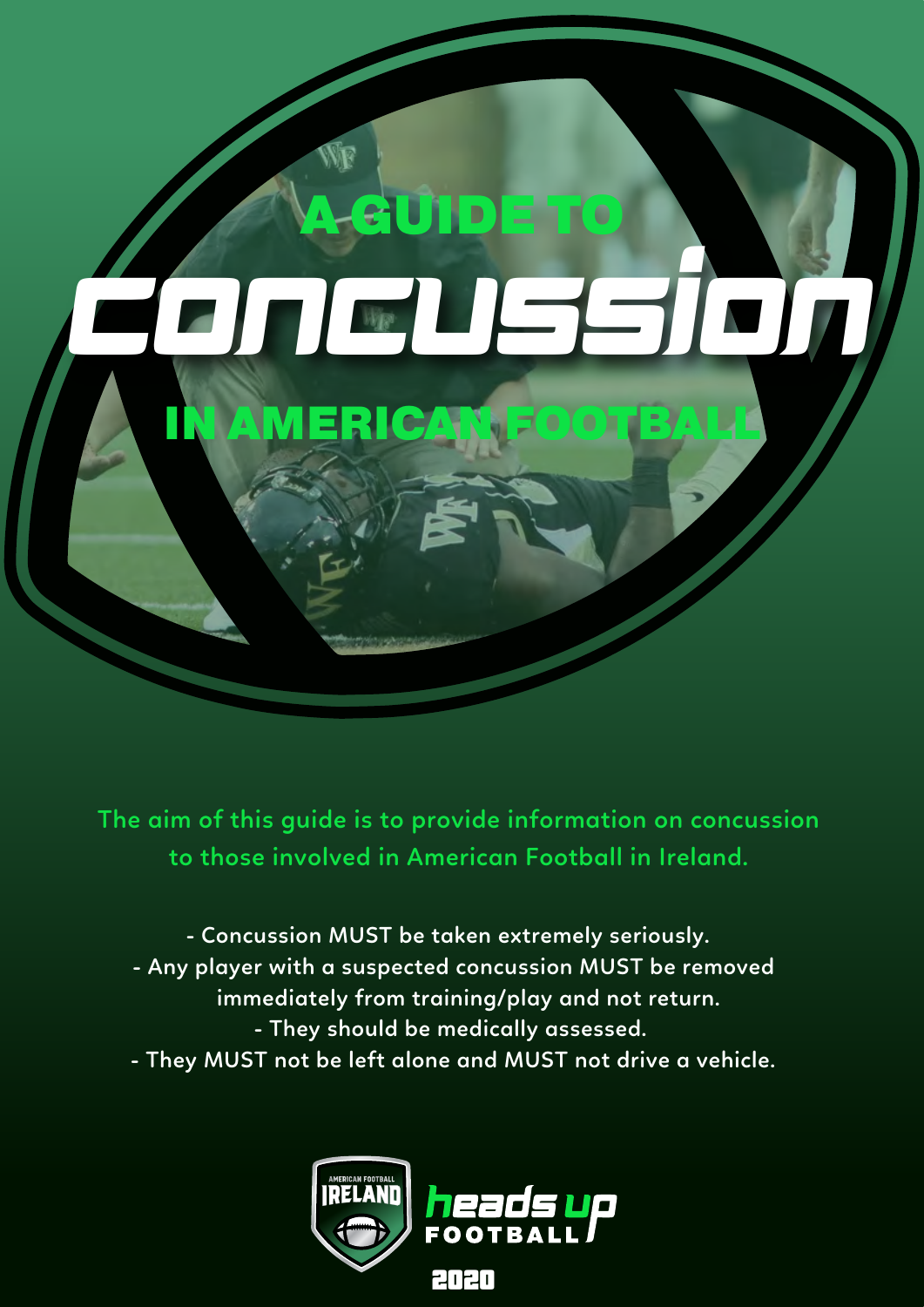# A GUIDE TO CONCUSSION IN AMERICAN FOOTBALL

The aim of this guide is to provide information on concussion to those involved in American Football in Ireland.

- Concussion MUST be taken extremely seriously.
- Any player with a suspected concussion MUST be removed immediately from training/play and not return.
- They should be medically assessed.
- They MUST not be left alone and MUST not drive a vehicle.

American Football Ireland

heads up FOOTBALL

2020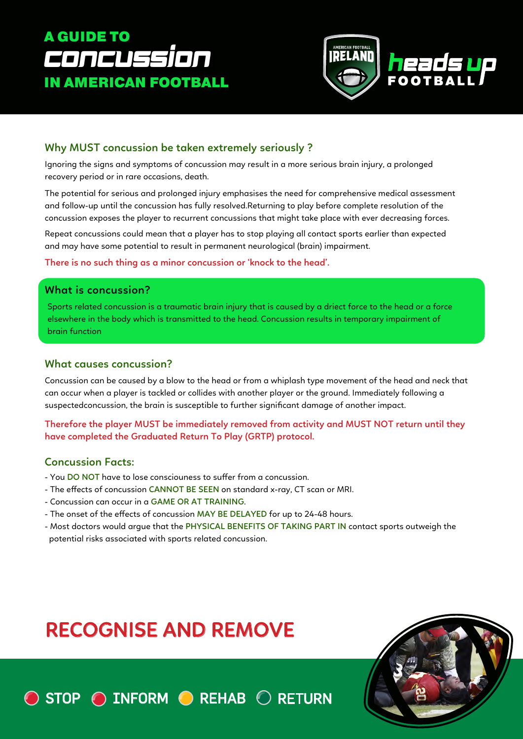# A GUIDE TO CONCUSSION IN AMERICAN FOOTBALL

AMERICAN FOOTBALL IRELAND

heads up FOOTBALL

## Why MUST concussion be taken extremely seriously ?

Ignoring the signs and symptoms of concussion may result in a more serious brain injury, a prolonged recovery period or in rare occasions, death.

The potential for serious and prolonged injury emphasises the need for comprehensive medical assessment and follow-up until the concussion has fully resolved.Returning to play before complete resolution of the concussion exposes the player to recurrent concussions that might take place with ever decreasing forces.

Repeat concussions could mean that a player has to stop playing all contact sports earlier than expected and may have some potential to result in permanent neurological (brain) impairment.

**There is no such thing as a minor concussion or 'knock to the head'.**

## What is concussion?

Sports related concussion is a traumatic brain injury that is caused by a driect force to the head or a force elsewhere in the body which is transmitted to the head. Concussion results in temporary impairment of brain function

## What causes concussion?

Concussion can be caused by a blow to the head or from a whiplash type movement of the head and neck that can occur when a player is tackled or collides with another player or the ground. Immediately following a suspectedconcussion, the brain is susceptible to further significant damage of another impact.

**Therefore the player MUST be immediately removed from activity and MUST NOT return until they have completed the Graduated Return To Play (GRTP) protocol.**

## Concussion Facts:

- You **DO NOT** have to lose consciouness to suffer from a concussion.
- The effects of concussion **CANNOT BE SEEN** on standard x-ray, CT scan or MRI.
- Concussion can occur in a **GAME OR AT TRAINING**.
- The onset of the effects of concussion **MAY BE DELAYED** for up to 24-48 hours.
- Most doctors would argue that the **PHYSICAL BENEFITS OF TAKING PART IN** contact sports outweigh the potential risks associated with sports related concussion.

# RECOGNISE AND REMOVE

STOP · INFORM · REHAB · RETURN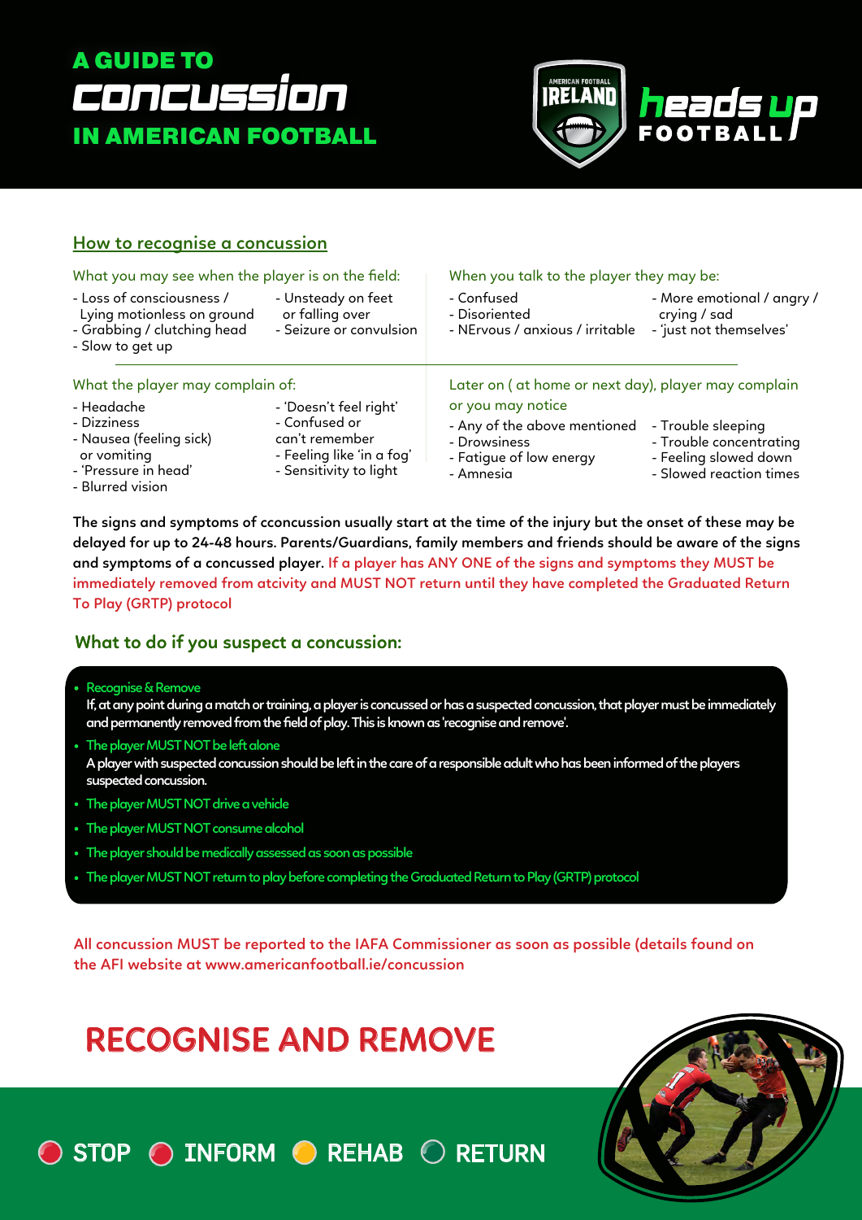# A GUIDE TO CONCUSSION IN AMERICAN FOOTBALL

AMERICAN FOOTBALL IRELAND

heads up FOOTBALL

## How to recognise a concussion

What you may see when the player is on the field:

- Loss of consciousness / Lying motionless on ground
- Grabbing / clutching head
- Slow to get up
- Unsteady on feet or falling over
- Seizure or convulsion

When you talk to the player they may be:

- Confused
- Disoriented
- NErvous / anxious / irritable
- More emotional / angry / crying / sad
- 'just not themselves'

What the player may complain of:

- Headache
- Dizziness
- Nausea (feeling sick) or vomiting
- 'Pressure in head'
- Blurred vision
- 'Doesn't feel right'
- Confused or can't remember
- Feeling like 'in a fog'
- Sensitivity to light

Later on ( at home or next day), player may complain or you may notice

- Any of the above mentioned
- Drowsiness
- Fatigue of low energy
- Amnesia
- Trouble sleeping
- Trouble concentrating
- Feeling slowed down
- Slowed reaction times

**The signs and symptoms of cconcussion usually start at the time of the injury but the onset of these may be delayed for up to 24-48 hours. Parents/Guardians, family members and friends should be aware of the signs and symptoms of a concussed player.** If a player has ANY ONE of the signs and symptoms they MUST be immediately removed from atcivity and MUST NOT return until they have completed the Graduated Return To Play (GRTP) protocol

## What to do if you suspect a concussion:

- **Recognise & Remove**
  If, at any point during a match or training, a player is concussed or has a suspected concussion, that player must be immediately and permanently removed from the field of play. This is known as 'recognise and remove'.
- **The player MUST NOT be left alone**
  A player with suspected concussion should be left in the care of a responsible adult who has been informed of the players suspected concussion.
- **The player MUST NOT drive a vehicle**
- **The player MUST NOT consume alcohol**
- **The player should be medically assessed as soon as possible**
- **The player MUST NOT return to play before completing the Graduated Return to Play (GRTP) protocol**

All concussion MUST be reported to the IAFA Commissioner as soon as possible (details found on the AFI website at www.americanfootball.ie/concussion

## RECOGNISE AND REMOVE

STOP · INFORM · REHAB · RETURN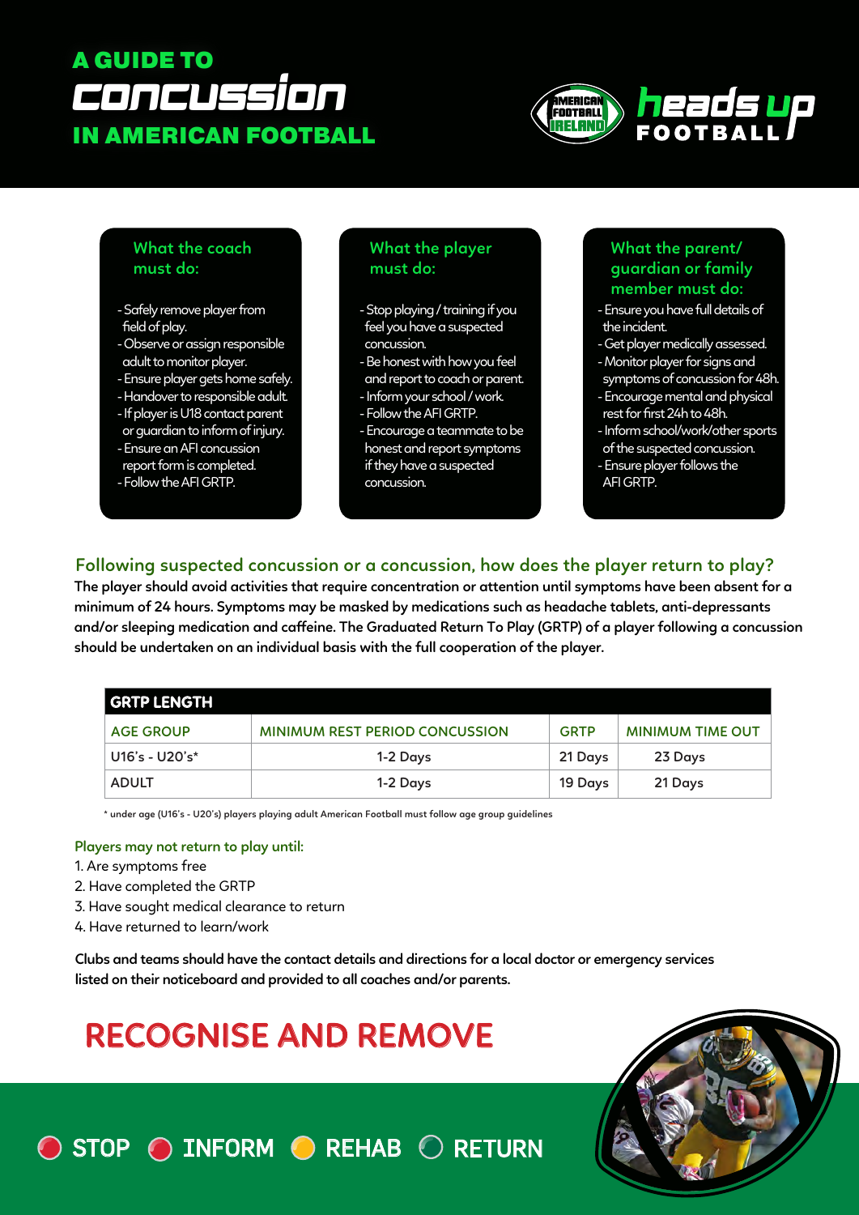# A GUIDE TO CONCUSSION IN AMERICAN FOOTBALL

American Football Ireland — heads up FOOTBALL

### What the coach must do:

- Safely remove player from field of play.
- Observe or assign responsible adult to monitor player.
- Ensure player gets home safely.
- Handover to responsible adult.
- If player is U18 contact parent or guardian to inform of injury.
- Ensure an AFI concussion report form is completed.
- Follow the AFI GRTP.

### What the player must do:

- Stop playing / training if you feel you have a suspected concussion.
- Be honest with how you feel and report to coach or parent.
- Inform your school / work.
- Follow the AFI GRTP.
- Encourage a teammate to be honest and report symptoms if they have a suspected concussion.

### What the parent/ guardian or family member must do:

- Ensure you have full details of the incident.
- Get player medically assessed.
- Monitor player for signs and symptoms of concussion for 48h.
- Encourage mental and physical rest for first 24h to 48h.
- Inform school/work/other sports of the suspected concussion.
- Ensure player follows the AFI GRTP.

## Following suspected concussion or a concussion, how does the player return to play?

**The player should avoid activities that require concentration or attention until symptoms have been absent for a minimum of 24 hours. Symptoms may be masked by medications such as headache tablets, anti-depressants and/or sleeping medication and caffeine. The Graduated Return To Play (GRTP) of a player following a concussion should be undertaken on an individual basis with the full cooperation of the player.**

| GRTP LENGTH | | | |
|---|---|---|---|
| AGE GROUP | MINIMUM REST PERIOD CONCUSSION | GRTP | MINIMUM TIME OUT |
| U16's - U20's* | 1-2 Days | 21 Days | 23 Days |
| ADULT | 1-2 Days | 19 Days | 21 Days |

\* under age (U16's - U20's) players playing adult American Football must follow age group guidelines

### Players may not return to play until:

1. Are symptoms free
2. Have completed the GRTP
3. Have sought medical clearance to return
4. Have returned to learn/work

**Clubs and teams should have the contact details and directions for a local doctor or emergency services listed on their noticeboard and provided to all coaches and/or parents.**

## RECOGNISE AND REMOVE

STOP · INFORM · REHAB · RETURN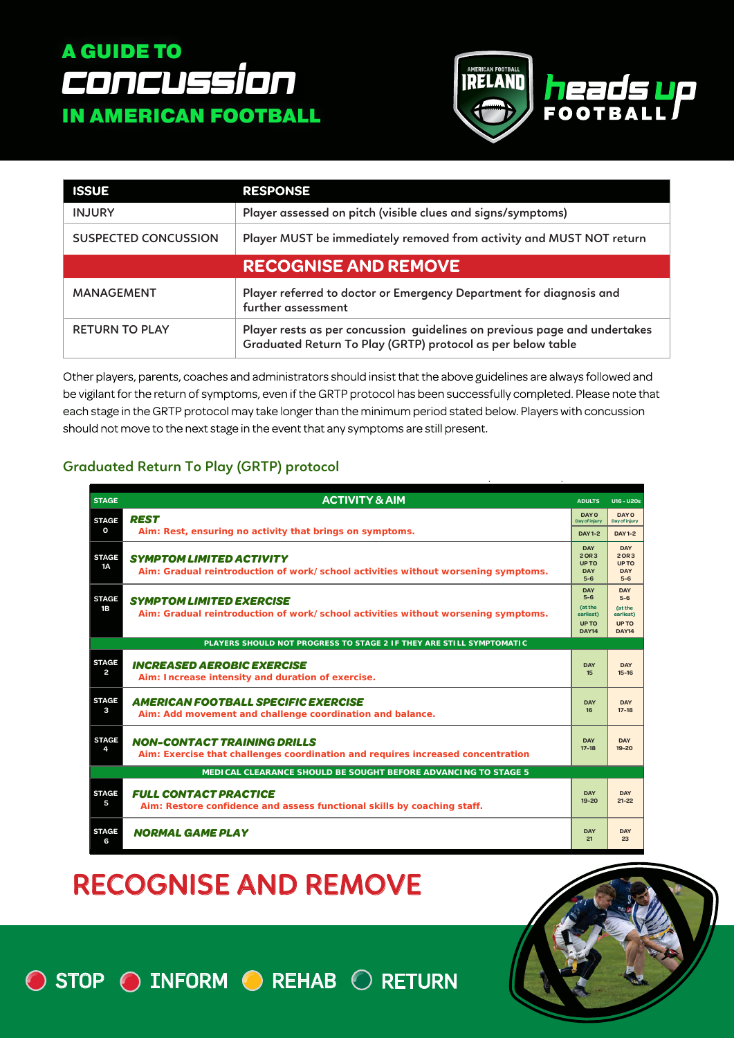# A GUIDE TO CONCUSSION IN AMERICAN FOOTBALL

AMERICAN FOOTBALL IRELAND — heads up FOOTBALL

| ISSUE | RESPONSE |
|---|---|
| INJURY | Player assessed on pitch (visible clues and signs/symptoms) |
| SUSPECTED CONCUSSION | Player MUST be immediately removed from activity and MUST NOT return |
| | **RECOGNISE AND REMOVE** |
| MANAGEMENT | Player referred to doctor or Emergency Department for diagnosis and further assessment |
| RETURN TO PLAY | Player rests as per concussion guidelines on previous page and undertakes Graduated Return To Play (GRTP) protocol as per below table |

Other players, parents, coaches and administrators should insist that the above guidelines are always followed and be vigilant for the return of symptoms, even if the GRTP protocol has been successfully completed. Please note that each stage in the GRTP protocol may take longer than the minimum period stated below. Players with concussion should not move to the next stage in the event that any symptoms are still present.

## Graduated Return To Play (GRTP) protocol

| STAGE | ACTIVITY & AIM | ADULTS | U16 - U20s |
|---|---|---|---|
| STAGE 0 | ***REST*** Aim: Rest, ensuring no activity that brings on symptoms. | DAY 0 Day of injury / DAY 1-2 | DAY 0 Day of injury / DAY 1-2 |
| STAGE 1A | ***SYMPTOM LIMITED ACTIVITY*** Aim: Gradual reintroduction of work/ school activities without worsening symptoms. | DAY 2 OR 3 UP TO DAY 5-6 | DAY 2 OR 3 UP TO DAY 5-6 |
| STAGE 1B | ***SYMPTOM LIMITED EXERCISE*** Aim: Gradual reintroduction of work/ school activities without worsening symptoms. | DAY 5-6 (at the earliest) UP TO DAY14 | DAY 5-6 (at the earliest) UP TO DAY14 |
| | **PLAYERS SHOULD NOT PROGRESS TO STAGE 2 IF THEY ARE STILL SYMPTOMATIC** | | |
| STAGE 2 | ***INCREASED AEROBIC EXERCISE*** Aim: Increase intensity and duration of exercise. | DAY 15 | DAY 15-16 |
| STAGE 3 | ***AMERICAN FOOTBALL SPECIFIC EXERCISE*** Aim: Add movement and challenge coordination and balance. | DAY 16 | DAY 17-18 |
| STAGE 4 | ***NON-CONTACT TRAINING DRILLS*** Aim: Exercise that challenges coordination and requires increased concentration | DAY 17-18 | DAY 19-20 |
| | **MEDICAL CLEARANCE SHOULD BE SOUGHT BEFORE ADVANCING TO STAGE 5** | | |
| STAGE 5 | ***FULL CONTACT PRACTICE*** Aim: Restore confidence and assess functional skills by coaching staff. | DAY 19-20 | DAY 21-22 |
| STAGE 6 | ***NORMAL GAME PLAY*** | DAY 21 | DAY 23 |

## RECOGNISE AND REMOVE

STOP · INFORM · REHAB · RETURN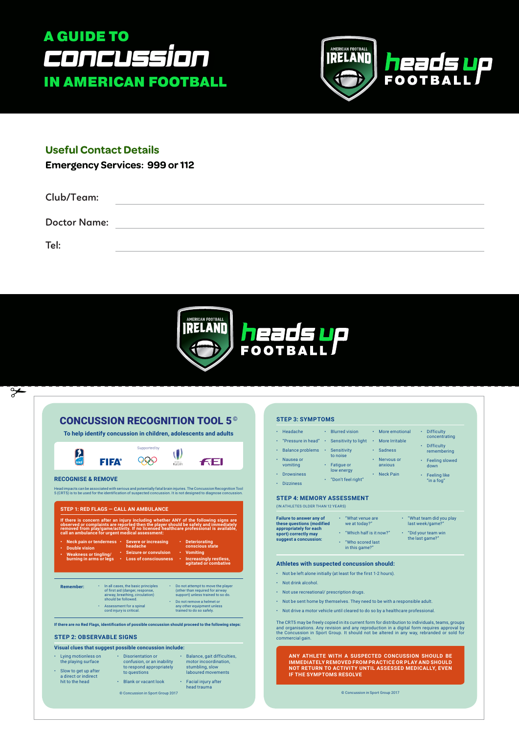# A GUIDE TO CONCUSSION IN AMERICAN FOOTBALL

AMERICAN FOOTBALL IRELAND heads up FOOTBALL

## Useful Contact Details

**Emergency Services: 999 or 112**

Club/Team: ______________________________

Doctor Name: ______________________________

Tel: ______________________________

AMERICAN FOOTBALL IRELAND heads up FOOTBALL

## CONCUSSION RECOGNITION TOOL 5©

**To help identify concussion in children, adolescents and adults**

Supported by

FIFA

### RECOGNISE & REMOVE

Head impacts can be associated with serious and potentially fatal brain injuries. The Concussion Recognition Tool 5 (CRT5) is to be used for the identification of suspected concussion. It is not designed to diagnose concussion.

### STEP 1: RED FLAGS — CALL AN AMBULANCE

**If there is concern after an injury including whether ANY of the following signs are observed or complaints are reported then the player should be safely and immediately removed from play/game/activity. If no licensed healthcare professional is available, call an ambulance for urgent medical assessment:**

- Neck pain or tenderness
- Double vision
- Weakness or tingling/burning in arms or legs
- Severe or increasing headache
- Seizure or convulsion
- Loss of consciousness
- Deteriorating conscious state
- Vomiting
- Increasingly restless, agitated or combative

**Remember:**

- In all cases, the basic principles of first aid (danger, response, airway, breathing, circulation) should be followed.
- Assessment for a spinal cord injury is critical.
- Do not attempt to move the player (other than required for airway support) unless trained to so do.
- Do not remove a helmet or any other equipment unless trained to do so safely.

**If there are no Red Flags, identification of possible concussion should proceed to the following steps:**

### STEP 2: OBSERVABLE SIGNS

**Visual clues that suggest possible concussion include:**

- Lying motionless on the playing surface
- Slow to get up after a direct or indirect hit to the head
- Disorientation or confusion, or an inability to respond appropriately to questions
- Blank or vacant look
- Balance, gait difficulties, motor incoordination, stumbling, slow laboured movements
- Facial injury after head trauma

© Concussion in Sport Group 2017

### STEP 3: SYMPTOMS

- Headache
- "Pressure in head"
- Balance problems
- Nausea or vomiting
- Drowsiness
- Dizziness
- Blurred vision
- Sensitivity to light
- Sensitivity to noise
- Fatigue or low energy
- "Don't feel right"
- More emotional
- More Irritable
- Sadness
- Nervous or anxious
- Neck Pain
- Difficulty concentrating
- Difficulty remembering
- Feeling slowed down
- Feeling like "in a fog"

### STEP 4: MEMORY ASSESSMENT

(IN ATHLETES OLDER THAN 12 YEARS)

**Failure to answer any of these questions (modified appropriately for each sport) correctly may suggest a concussion:**

- "What venue are we at today?"
- "Which half is it now?"
- "Who scored last in this game?"
- "What team did you play last week/game?"
- "Did your team win the last game?"

### Athletes with suspected concussion should:

- Not be left alone initially (at least for the first 1-2 hours).
- Not drink alcohol.
- Not use recreational/ prescription drugs.
- Not be sent home by themselves. They need to be with a responsible adult.
- Not drive a motor vehicle until cleared to do so by a healthcare professional.

The CRT5 may be freely copied in its current form for distribution to individuals, teams, groups and organisations. Any revision and any reproduction in a digital form requires approval by the Concussion in Sport Group. It should not be altered in any way, rebranded or sold for commercial gain.

**ANY ATHLETE WITH A SUSPECTED CONCUSSION SHOULD BE IMMEDIATELY REMOVED FROM PRACTICE OR PLAY AND SHOULD NOT RETURN TO ACTIVITY UNTIL ASSESSED MEDICALLY, EVEN IF THE SYMPTOMS RESOLVE**

© Concussion in Sport Group 2017